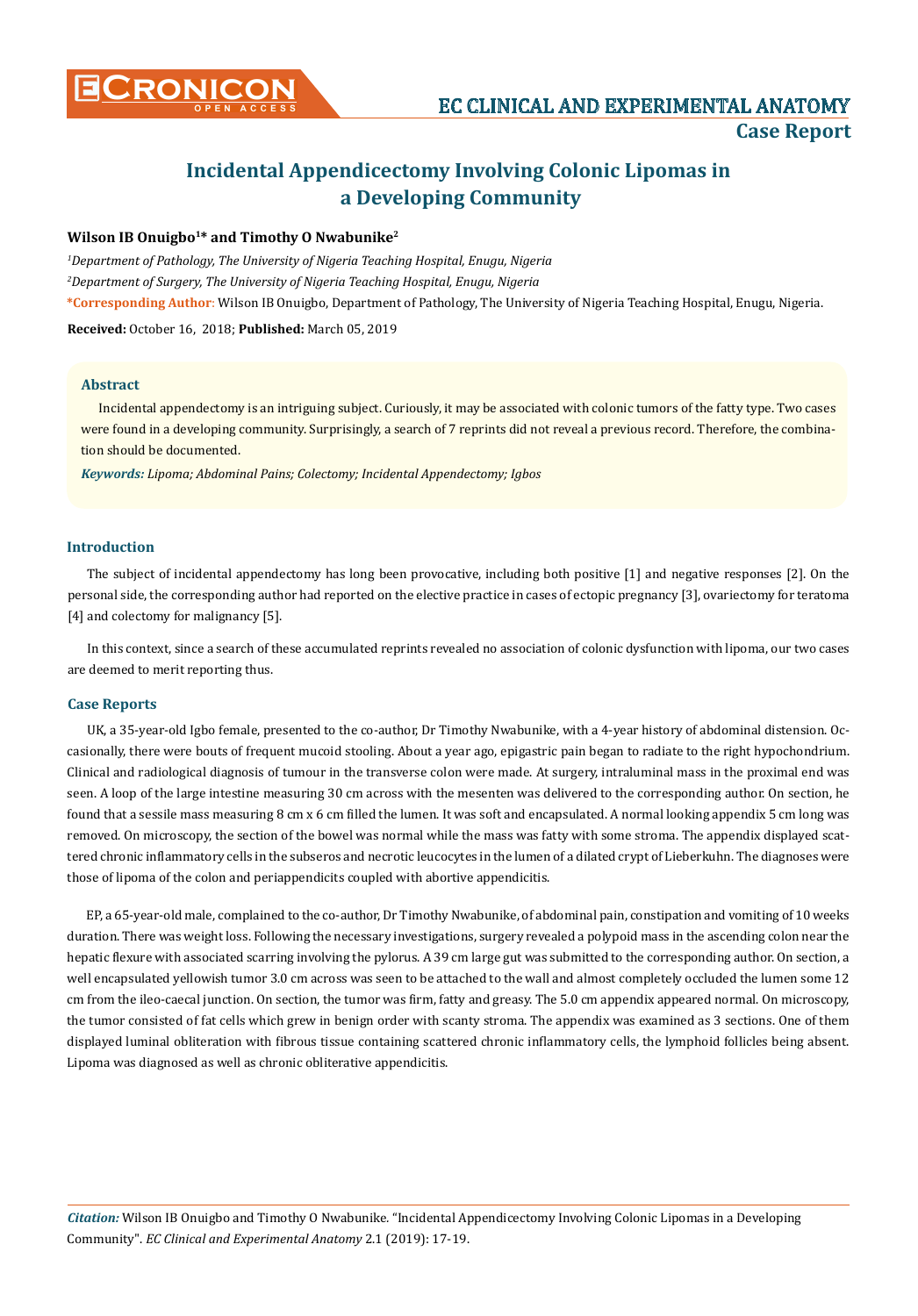# Incidental Appendicectomy Involving Colonic Lipomas in a Developing Community

**Wilson IB Onuigbo[1]* and Timothy O Nwabunike[2]**

*[1]Department of Pathology, The University of Nigeria Teaching Hospital, Enugu, Nigeria*

*[2]Department of Surgery, The University of Nigeria Teaching Hospital, Enugu, Nigeria*

***Corresponding Author:** Wilson IB Onuigbo, Department of Pathology, The University of Nigeria Teaching Hospital, Enugu, Nigeria.

**Received:** October 16, 2018; **Published:** March 05, 2019

### Abstract

Incidental appendectomy is an intriguing subject. Curiously, it may be associated with colonic tumors of the fatty type. Two cases were found in a developing community. Surprisingly, a search of 7 reprints did not reveal a previous record. Therefore, the combination should be documented.

***Keywords:*** *Lipoma; Abdominal Pains; Colectomy; Incidental Appendectomy; Igbos*

## Introduction

The subject of incidental appendectomy has long been provocative, including both positive [1] and negative responses [2]. On the personal side, the corresponding author had reported on the elective practice in cases of ectopic pregnancy [3], ovariectomy for teratoma [4] and colectomy for malignancy [5].

In this context, since a search of these accumulated reprints revealed no association of colonic dysfunction with lipoma, our two cases are deemed to merit reporting thus.

## Case Reports

UK, a 35-year-old Igbo female, presented to the co-author, Dr Timothy Nwabunike, with a 4-year history of abdominal distension. Occasionally, there were bouts of frequent mucoid stooling. About a year ago, epigastric pain began to radiate to the right hypochondrium. Clinical and radiological diagnosis of tumour in the transverse colon were made. At surgery, intraluminal mass in the proximal end was seen. A loop of the large intestine measuring 30 cm across with the mesenten was delivered to the corresponding author. On section, he found that a sessile mass measuring 8 cm x 6 cm filled the lumen. It was soft and encapsulated. A normal looking appendix 5 cm long was removed. On microscopy, the section of the bowel was normal while the mass was fatty with some stroma. The appendix displayed scattered chronic inflammatory cells in the subseros and necrotic leucocytes in the lumen of a dilated crypt of Lieberkuhn. The diagnoses were those of lipoma of the colon and periappendicits coupled with abortive appendicitis.

EP, a 65-year-old male, complained to the co-author, Dr Timothy Nwabunike, of abdominal pain, constipation and vomiting of 10 weeks duration. There was weight loss. Following the necessary investigations, surgery revealed a polypoid mass in the ascending colon near the hepatic flexure with associated scarring involving the pylorus. A 39 cm large gut was submitted to the corresponding author. On section, a well encapsulated yellowish tumor 3.0 cm across was seen to be attached to the wall and almost completely occluded the lumen some 12 cm from the ileo-caecal junction. On section, the tumor was firm, fatty and greasy. The 5.0 cm appendix appeared normal. On microscopy, the tumor consisted of fat cells which grew in benign order with scanty stroma. The appendix was examined as 3 sections. One of them displayed luminal obliteration with fibrous tissue containing scattered chronic inflammatory cells, the lymphoid follicles being absent. Lipoma was diagnosed as well as chronic obliterative appendicitis.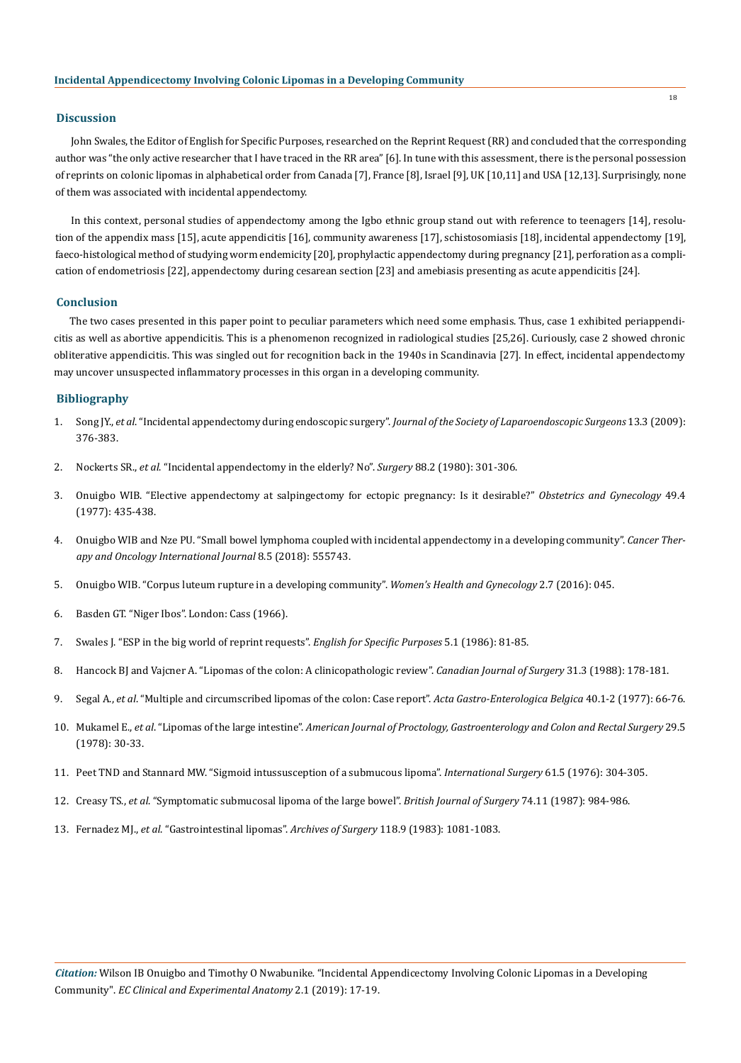## Discussion

John Swales, the Editor of English for Specific Purposes, researched on the Reprint Request (RR) and concluded that the corresponding author was "the only active researcher that I have traced in the RR area" [6]. In tune with this assessment, there is the personal possession of reprints on colonic lipomas in alphabetical order from Canada [7], France [8], Israel [9], UK [10,11] and USA [12,13]. Surprisingly, none of them was associated with incidental appendectomy.

In this context, personal studies of appendectomy among the Igbo ethnic group stand out with reference to teenagers [14], resolution of the appendix mass [15], acute appendicitis [16], community awareness [17], schistosomiasis [18], incidental appendectomy [19], faeco-histological method of studying worm endemicity [20], prophylactic appendectomy during pregnancy [21], perforation as a complication of endometriosis [22], appendectomy during cesarean section [23] and amebiasis presenting as acute appendicitis [24].

## Conclusion

The two cases presented in this paper point to peculiar parameters which need some emphasis. Thus, case 1 exhibited periappendicitis as well as abortive appendicitis. This is a phenomenon recognized in radiological studies [25,26]. Curiously, case 2 showed chronic obliterative appendicitis. This was singled out for recognition back in the 1940s in Scandinavia [27]. In effect, incidental appendectomy may uncover unsuspected inflammatory processes in this organ in a developing community.

## Bibliography

1. Song JY., *et al*. "Incidental appendectomy during endoscopic surgery". *Journal of the Society of Laparoendoscopic Surgeons* 13.3 (2009): 376-383.
2. Nockerts SR., *et al*. "Incidental appendectomy in the elderly? No". *Surgery* 88.2 (1980): 301-306.
3. Onuigbo WIB. "Elective appendectomy at salpingectomy for ectopic pregnancy: Is it desirable?" *Obstetrics and Gynecology* 49.4 (1977): 435-438.
4. Onuigbo WIB and Nze PU. "Small bowel lymphoma coupled with incidental appendectomy in a developing community". *Cancer Therapy and Oncology International Journal* 8.5 (2018): 555743.
5. Onuigbo WIB. "Corpus luteum rupture in a developing community". *Women's Health and Gynecology* 2.7 (2016): 045.
6. Basden GT. "Niger Ibos". London: Cass (1966).
7. Swales J. "ESP in the big world of reprint requests". *English for Specific Purposes* 5.1 (1986): 81-85.
8. Hancock BJ and Vajcner A. "Lipomas of the colon: A clinicopathologic review". *Canadian Journal of Surgery* 31.3 (1988): 178-181.
9. Segal A., *et al*. "Multiple and circumscribed lipomas of the colon: Case report". *Acta Gastro-Enterologica Belgica* 40.1-2 (1977): 66-76.
10. Mukamel E., *et al*. "Lipomas of the large intestine". *American Journal of Proctology, Gastroenterology and Colon and Rectal Surgery* 29.5 (1978): 30-33.
11. Peet TND and Stannard MW. "Sigmoid intussusception of a submucous lipoma". *International Surgery* 61.5 (1976): 304-305.
12. Creasy TS., *et al*. "Symptomatic submucosal lipoma of the large bowel". *British Journal of Surgery* 74.11 (1987): 984-986.
13. Fernadez MJ., *et al*. "Gastrointestinal lipomas". *Archives of Surgery* 118.9 (1983): 1081-1083.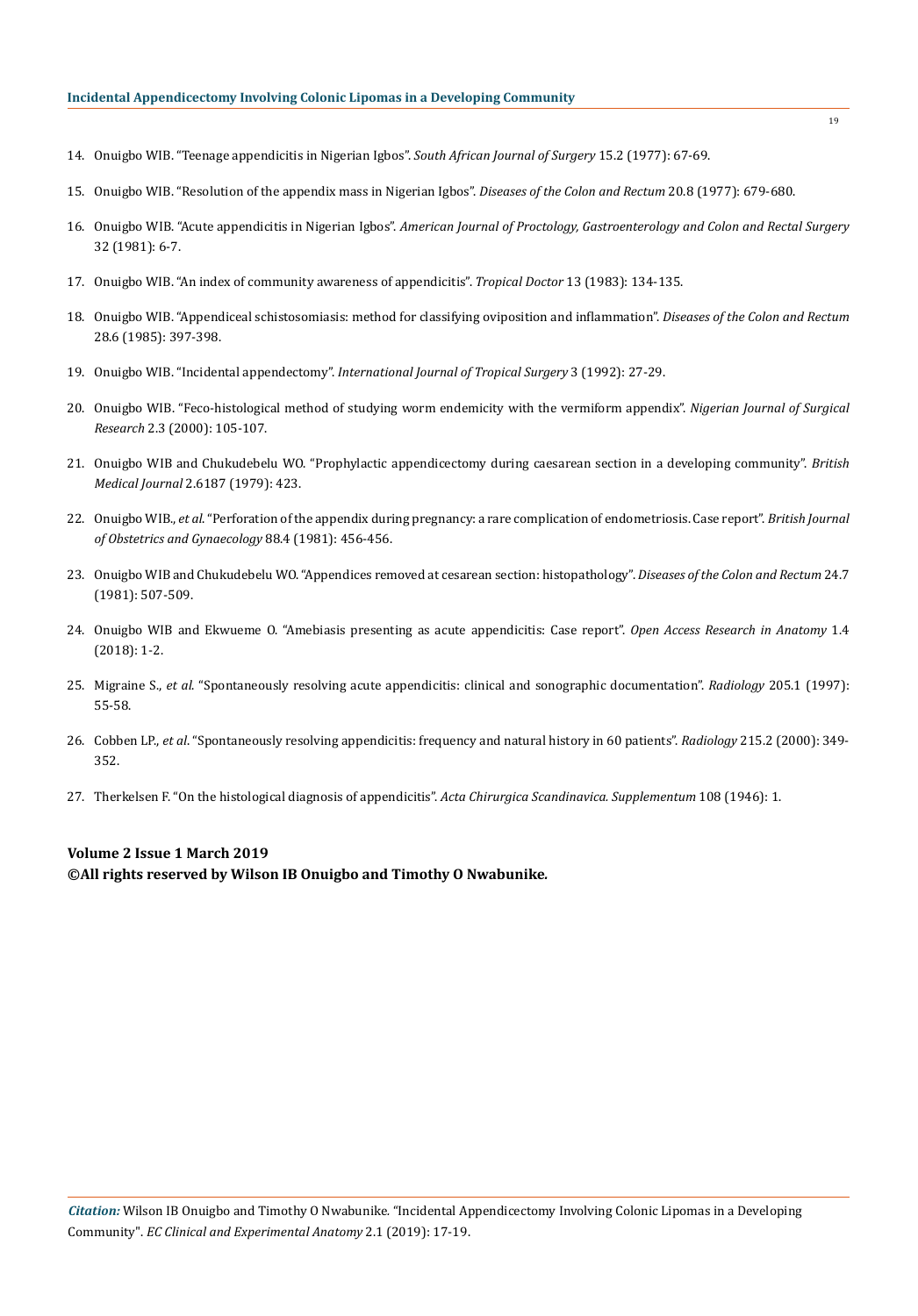14. Onuigbo WIB. "Teenage appendicitis in Nigerian Igbos". *South African Journal of Surgery* 15.2 (1977): 67-69.

15. Onuigbo WIB. "Resolution of the appendix mass in Nigerian Igbos". *Diseases of the Colon and Rectum* 20.8 (1977): 679-680.

16. Onuigbo WIB. "Acute appendicitis in Nigerian Igbos". *American Journal of Proctology, Gastroenterology and Colon and Rectal Surgery* 32 (1981): 6-7.

17. Onuigbo WIB. "An index of community awareness of appendicitis". *Tropical Doctor* 13 (1983): 134-135.

18. Onuigbo WIB. "Appendiceal schistosomiasis: method for classifying oviposition and inflammation". *Diseases of the Colon and Rectum* 28.6 (1985): 397-398.

19. Onuigbo WIB. "Incidental appendectomy". *International Journal of Tropical Surgery* 3 (1992): 27-29.

20. Onuigbo WIB. "Feco-histological method of studying worm endemicity with the vermiform appendix". *Nigerian Journal of Surgical Research* 2.3 (2000): 105-107.

21. Onuigbo WIB and Chukudebelu WO. "Prophylactic appendicectomy during caesarean section in a developing community". *British Medical Journal* 2.6187 (1979): 423.

22. Onuigbo WIB., *et al*. "Perforation of the appendix during pregnancy: a rare complication of endometriosis. Case report". *British Journal of Obstetrics and Gynaecology* 88.4 (1981): 456-456.

23. Onuigbo WIB and Chukudebelu WO. "Appendices removed at cesarean section: histopathology". *Diseases of the Colon and Rectum* 24.7 (1981): 507-509.

24. Onuigbo WIB and Ekwueme O. "Amebiasis presenting as acute appendicitis: Case report". *Open Access Research in Anatomy* 1.4 (2018): 1-2.

25. Migraine S., *et al*. "Spontaneously resolving acute appendicitis: clinical and sonographic documentation". *Radiology* 205.1 (1997): 55-58.

26. Cobben LP., *et al*. "Spontaneously resolving appendicitis: frequency and natural history in 60 patients". *Radiology* 215.2 (2000): 349-352.

27. Therkelsen F. "On the histological diagnosis of appendicitis". *Acta Chirurgica Scandinavica. Supplementum* 108 (1946): 1.

**Volume 2 Issue 1 March 2019**
**©All rights reserved by Wilson IB Onuigbo and Timothy O Nwabunike.**